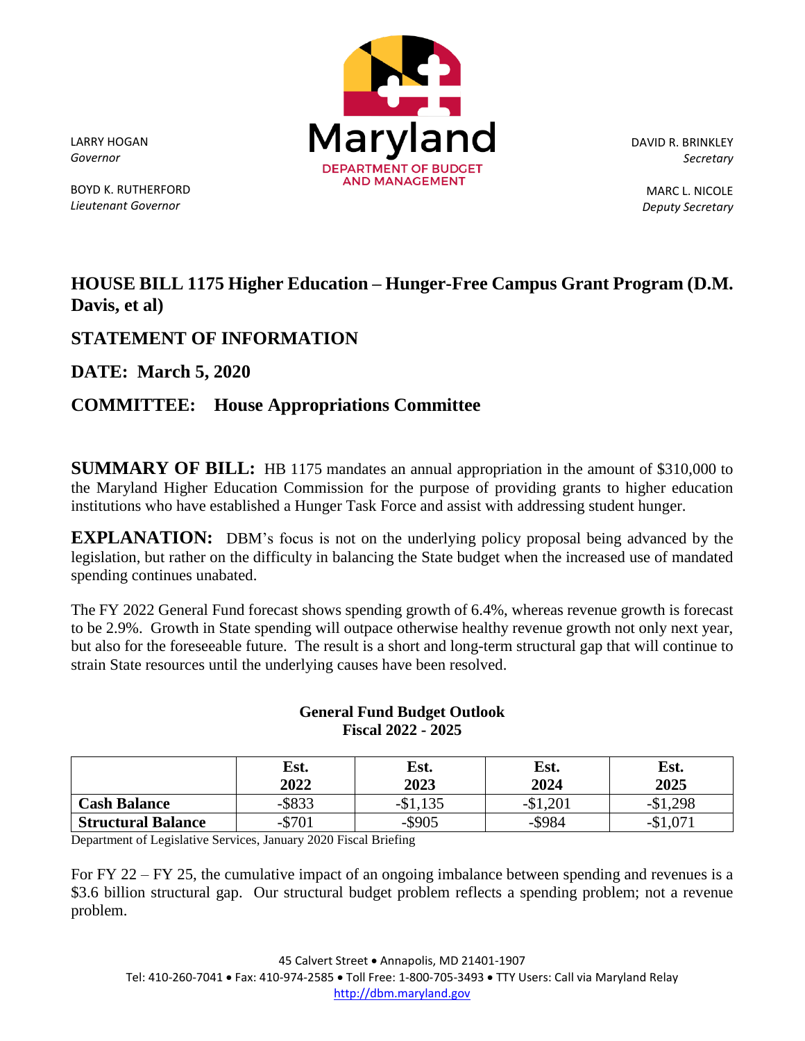LARRY HOGAN
*Governor*

BOYD K. RUTHERFORD
*Lieutenant Governor*

Maryland
DEPARTMENT OF BUDGET AND MANAGEMENT

DAVID R. BRINKLEY
*Secretary*

MARC L. NICOLE
*Deputy Secretary*

## HOUSE BILL 1175 Higher Education – Hunger-Free Campus Grant Program (D.M. Davis, et al)

## STATEMENT OF INFORMATION

## DATE: March 5, 2020

## COMMITTEE: House Appropriations Committee

**SUMMARY OF BILL:** HB 1175 mandates an annual appropriation in the amount of $310,000 to the Maryland Higher Education Commission for the purpose of providing grants to higher education institutions who have established a Hunger Task Force and assist with addressing student hunger.

**EXPLANATION:** DBM's focus is not on the underlying policy proposal being advanced by the legislation, but rather on the difficulty in balancing the State budget when the increased use of mandated spending continues unabated.

The FY 2022 General Fund forecast shows spending growth of 6.4%, whereas revenue growth is forecast to be 2.9%. Growth in State spending will outpace otherwise healthy revenue growth not only next year, but also for the foreseeable future. The result is a short and long-term structural gap that will continue to strain State resources until the underlying causes have been resolved.

**General Fund Budget Outlook**
**Fiscal 2022 - 2025**

| | Est. 2022 | Est. 2023 | Est. 2024 | Est. 2025 |
|---|---|---|---|---|
| **Cash Balance** | -$833 | -$1,135 | -$1,201 | -$1,298 |
| **Structural Balance** | -$701 | -$905 | -$984 | -$1,071 |

Department of Legislative Services, January 2020 Fiscal Briefing

For FY 22 – FY 25, the cumulative impact of an ongoing imbalance between spending and revenues is a $3.6 billion structural gap. Our structural budget problem reflects a spending problem; not a revenue problem.

45 Calvert Street • Annapolis, MD 21401-1907
Tel: 410-260-7041 • Fax: 410-974-2585 • Toll Free: 1-800-705-3493 • TTY Users: Call via Maryland Relay
http://dbm.maryland.gov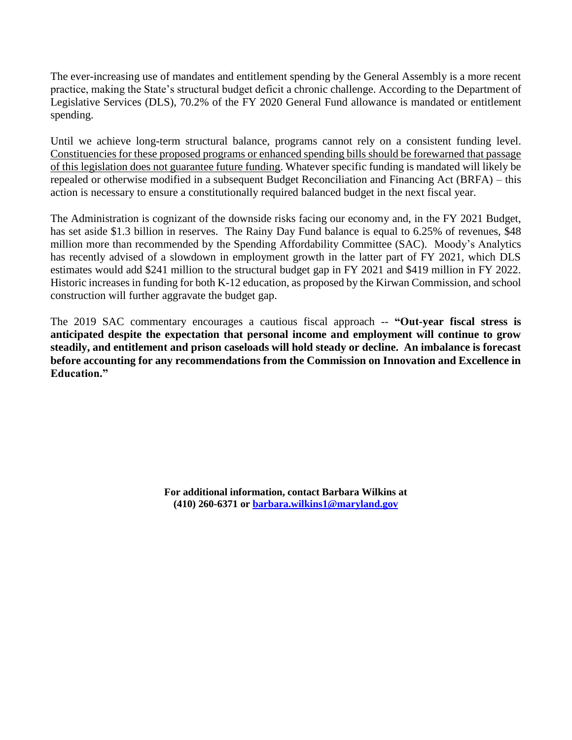The ever-increasing use of mandates and entitlement spending by the General Assembly is a more recent practice, making the State's structural budget deficit a chronic challenge. According to the Department of Legislative Services (DLS), 70.2% of the FY 2020 General Fund allowance is mandated or entitlement spending.

Until we achieve long-term structural balance, programs cannot rely on a consistent funding level. <u>Constituencies for these proposed programs or enhanced spending bills should be forewarned that passage of this legislation does not guarantee future funding</u>. Whatever specific funding is mandated will likely be repealed or otherwise modified in a subsequent Budget Reconciliation and Financing Act (BRFA) – this action is necessary to ensure a constitutionally required balanced budget in the next fiscal year.

The Administration is cognizant of the downside risks facing our economy and, in the FY 2021 Budget, has set aside $1.3 billion in reserves. The Rainy Day Fund balance is equal to 6.25% of revenues, $48 million more than recommended by the Spending Affordability Committee (SAC). Moody's Analytics has recently advised of a slowdown in employment growth in the latter part of FY 2021, which DLS estimates would add $241 million to the structural budget gap in FY 2021 and $419 million in FY 2022. Historic increases in funding for both K-12 education, as proposed by the Kirwan Commission, and school construction will further aggravate the budget gap.

The 2019 SAC commentary encourages a cautious fiscal approach -- **"Out-year fiscal stress is anticipated despite the expectation that personal income and employment will continue to grow steadily, and entitlement and prison caseloads will hold steady or decline. An imbalance is forecast before accounting for any recommendations from the Commission on Innovation and Excellence in Education."**

**For additional information, contact Barbara Wilkins at (410) 260-6371 or [barbara.wilkins1@maryland.gov](mailto:barbara.wilkins1@maryland.gov)**